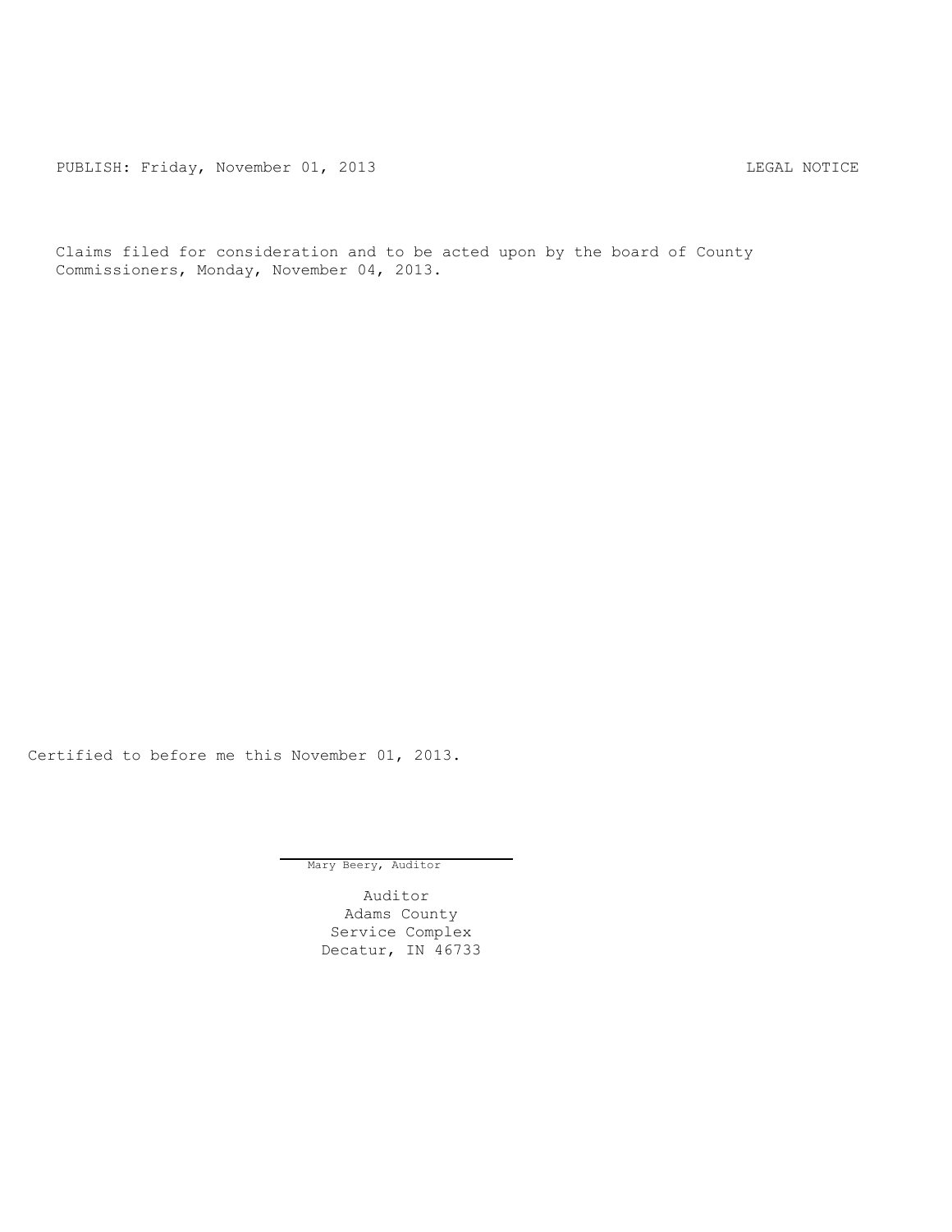PUBLISH: Friday, November 01, 2013 LEGAL NOTICE

Claims filed for consideration and to be acted upon by the board of County Commissioners, Monday, November 04, 2013.

Certified to before me this November 01, 2013.

Mary Beery, Auditor

Auditor
Adams County
Service Complex
Decatur, IN 46733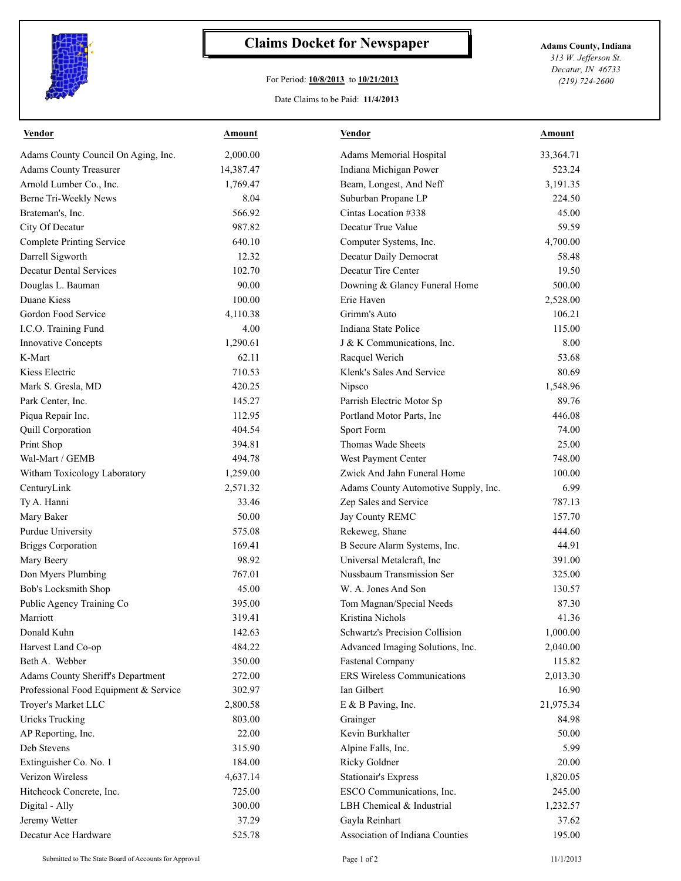# Claims Docket for Newspaper

For Period: **10/8/2013** to **10/21/2013**

Date Claims to be Paid: **11/4/2013**

**Adams County, Indiana**
*313 W. Jefferson St.*
*Decatur, IN 46733*
*(219) 724-2600*

| Vendor | Amount | Vendor | Amount |
|---|---|---|---|
| Adams County Council On Aging, Inc. | 2,000.00 | Adams Memorial Hospital | 33,364.71 |
| Adams County Treasurer | 14,387.47 | Indiana Michigan Power | 523.24 |
| Arnold Lumber Co., Inc. | 1,769.47 | Beam, Longest, And Neff | 3,191.35 |
| Berne Tri-Weekly News | 8.04 | Suburban Propane LP | 224.50 |
| Brateman's, Inc. | 566.92 | Cintas Location #338 | 45.00 |
| City Of Decatur | 987.82 | Decatur True Value | 59.59 |
| Complete Printing Service | 640.10 | Computer Systems, Inc. | 4,700.00 |
| Darrell Sigworth | 12.32 | Decatur Daily Democrat | 58.48 |
| Decatur Dental Services | 102.70 | Decatur Tire Center | 19.50 |
| Douglas L. Bauman | 90.00 | Downing & Glancy Funeral Home | 500.00 |
| Duane Kiess | 100.00 | Erie Haven | 2,528.00 |
| Gordon Food Service | 4,110.38 | Grimm's Auto | 106.21 |
| I.C.O. Training Fund | 4.00 | Indiana State Police | 115.00 |
| Innovative Concepts | 1,290.61 | J & K Communications, Inc. | 8.00 |
| K-Mart | 62.11 | Racquel Werich | 53.68 |
| Kiess Electric | 710.53 | Klenk's Sales And Service | 80.69 |
| Mark S. Gresla, MD | 420.25 | Nipsco | 1,548.96 |
| Park Center, Inc. | 145.27 | Parrish Electric Motor Sp | 89.76 |
| Piqua Repair Inc. | 112.95 | Portland Motor Parts, Inc | 446.08 |
| Quill Corporation | 404.54 | Sport Form | 74.00 |
| Print Shop | 394.81 | Thomas Wade Sheets | 25.00 |
| Wal-Mart / GEMB | 494.78 | West Payment Center | 748.00 |
| Witham Toxicology Laboratory | 1,259.00 | Zwick And Jahn Funeral Home | 100.00 |
| CenturyLink | 2,571.32 | Adams County Automotive Supply, Inc. | 6.99 |
| Ty A. Hanni | 33.46 | Zep Sales and Service | 787.13 |
| Mary Baker | 50.00 | Jay County REMC | 157.70 |
| Purdue University | 575.08 | Rekeweg, Shane | 444.60 |
| Briggs Corporation | 169.41 | B Secure Alarm Systems, Inc. | 44.91 |
| Mary Beery | 98.92 | Universal Metalcraft, Inc | 391.00 |
| Don Myers Plumbing | 767.01 | Nussbaum Transmission Ser | 325.00 |
| Bob's Locksmith Shop | 45.00 | W. A. Jones And Son | 130.57 |
| Public Agency Training Co | 395.00 | Tom Magnan/Special Needs | 87.30 |
| Marriott | 319.41 | Kristina Nichols | 41.36 |
| Donald Kuhn | 142.63 | Schwartz's Precision Collision | 1,000.00 |
| Harvest Land Co-op | 484.22 | Advanced Imaging Solutions, Inc. | 2,040.00 |
| Beth A. Webber | 350.00 | Fastenal Company | 115.82 |
| Adams County Sheriff's Department | 272.00 | ERS Wireless Communications | 2,013.30 |
| Professional Food Equipment & Service | 302.97 | Ian Gilbert | 16.90 |
| Troyer's Market LLC | 2,800.58 | E & B Paving, Inc. | 21,975.34 |
| Uricks Trucking | 803.00 | Grainger | 84.98 |
| AP Reporting, Inc. | 22.00 | Kevin Burkhalter | 50.00 |
| Deb Stevens | 315.90 | Alpine Falls, Inc. | 5.99 |
| Extinguisher Co. No. 1 | 184.00 | Ricky Goldner | 20.00 |
| Verizon Wireless | 4,637.14 | Stationair's Express | 1,820.05 |
| Hitchcock Concrete, Inc. | 725.00 | ESCO Communications, Inc. | 245.00 |
| Digital - Ally | 300.00 | LBH Chemical & Industrial | 1,232.57 |
| Jeremy Wetter | 37.29 | Gayla Reinhart | 37.62 |
| Decatur Ace Hardware | 525.78 | Association of Indiana Counties | 195.00 |

Submitted to The State Board of Accounts for Approval

11/1/2013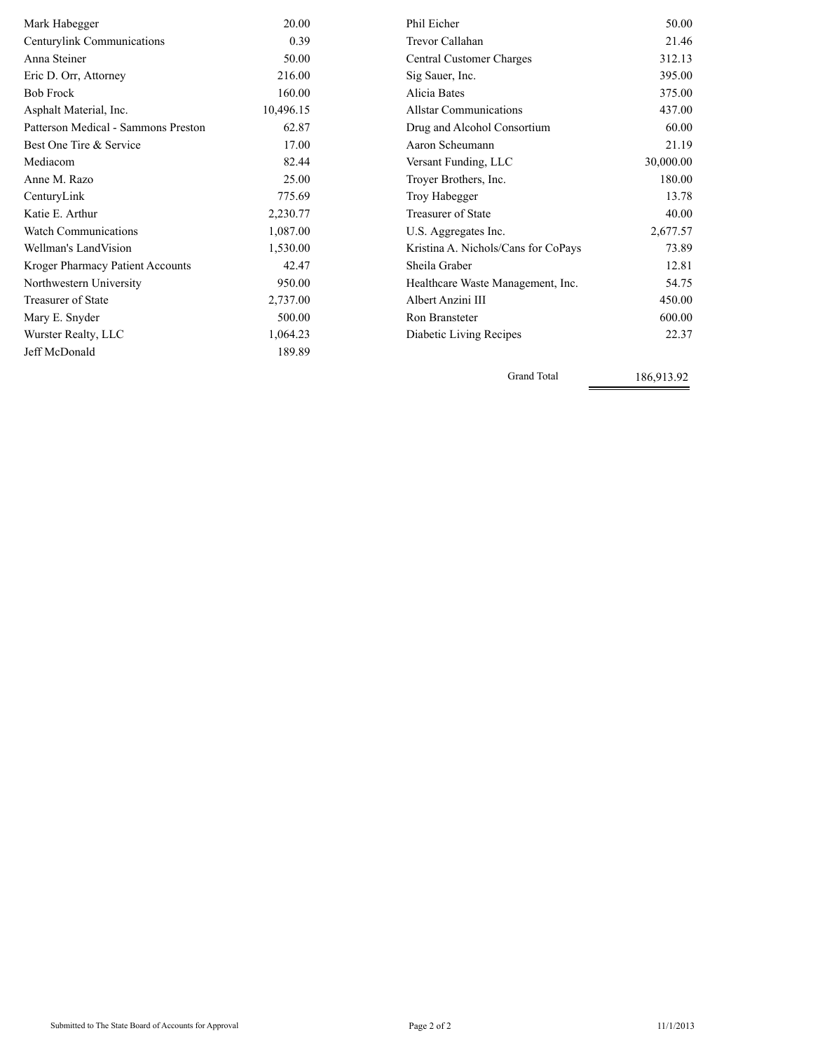| | | | |
|---|---|---|---|
| Mark Habegger | 20.00 | Phil Eicher | 50.00 |
| Centurylink Communications | 0.39 | Trevor Callahan | 21.46 |
| Anna Steiner | 50.00 | Central Customer Charges | 312.13 |
| Eric D. Orr, Attorney | 216.00 | Sig Sauer, Inc. | 395.00 |
| Bob Frock | 160.00 | Alicia Bates | 375.00 |
| Asphalt Material, Inc. | 10,496.15 | Allstar Communications | 437.00 |
| Patterson Medical - Sammons Preston | 62.87 | Drug and Alcohol Consortium | 60.00 |
| Best One Tire & Service | 17.00 | Aaron Scheumann | 21.19 |
| Mediacom | 82.44 | Versant Funding, LLC | 30,000.00 |
| Anne M. Razo | 25.00 | Troyer Brothers, Inc. | 180.00 |
| CenturyLink | 775.69 | Troy Habegger | 13.78 |
| Katie E. Arthur | 2,230.77 | Treasurer of State | 40.00 |
| Watch Communications | 1,087.00 | U.S. Aggregates Inc. | 2,677.57 |
| Wellman's LandVision | 1,530.00 | Kristina A. Nichols/Cans for CoPays | 73.89 |
| Kroger Pharmacy Patient Accounts | 42.47 | Sheila Graber | 12.81 |
| Northwestern University | 950.00 | Healthcare Waste Management, Inc. | 54.75 |
| Treasurer of State | 2,737.00 | Albert Anzini III | 450.00 |
| Mary E. Snyder | 500.00 | Ron Bransteter | 600.00 |
| Wurster Realty, LLC | 1,064.23 | Diabetic Living Recipes | 22.37 |
| Jeff McDonald | 189.89 | | |
| | | Grand Total | 186,913.92 |

Submitted to The State Board of Accounts for Approval

11/1/2013